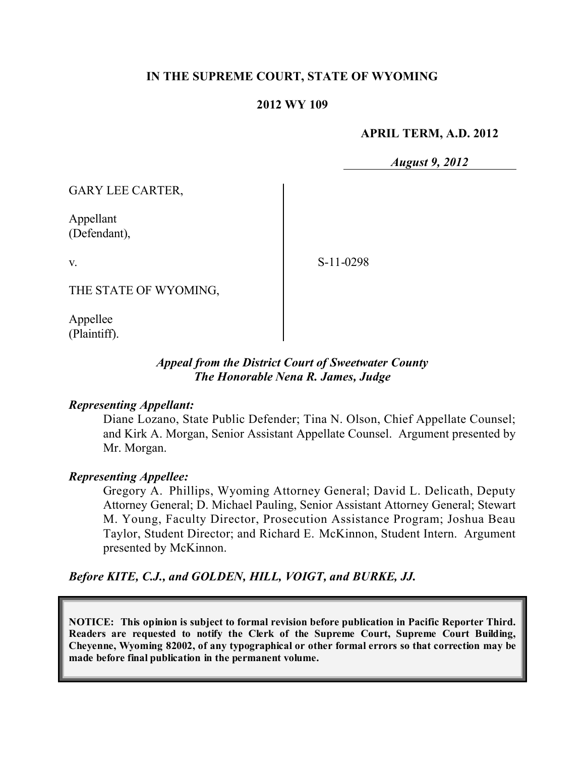**IN THE SUPREME COURT, STATE OF WYOMING**

**2012 WY 109**

**APRIL TERM, A.D. 2012**

***August 9, 2012***

GARY LEE CARTER,

Appellant
(Defendant),

v.

THE STATE OF WYOMING,

Appellee
(Plaintiff).

S-11-0298

***Appeal from the District Court of Sweetwater County***
***The Honorable Nena R. James, Judge***

***Representing Appellant:***

Diane Lozano, State Public Defender; Tina N. Olson, Chief Appellate Counsel; and Kirk A. Morgan, Senior Assistant Appellate Counsel. Argument presented by Mr. Morgan.

***Representing Appellee:***

Gregory A. Phillips, Wyoming Attorney General; David L. Delicath, Deputy Attorney General; D. Michael Pauling, Senior Assistant Attorney General; Stewart M. Young, Faculty Director, Prosecution Assistance Program; Joshua Beau Taylor, Student Director; and Richard E. McKinnon, Student Intern. Argument presented by McKinnon.

***Before KITE, C.J., and GOLDEN, HILL, VOIGT, and BURKE, JJ.***

**NOTICE: This opinion is subject to formal revision before publication in Pacific Reporter Third. Readers are requested to notify the Clerk of the Supreme Court, Supreme Court Building, Cheyenne, Wyoming 82002, of any typographical or other formal errors so that correction may be made before final publication in the permanent volume.**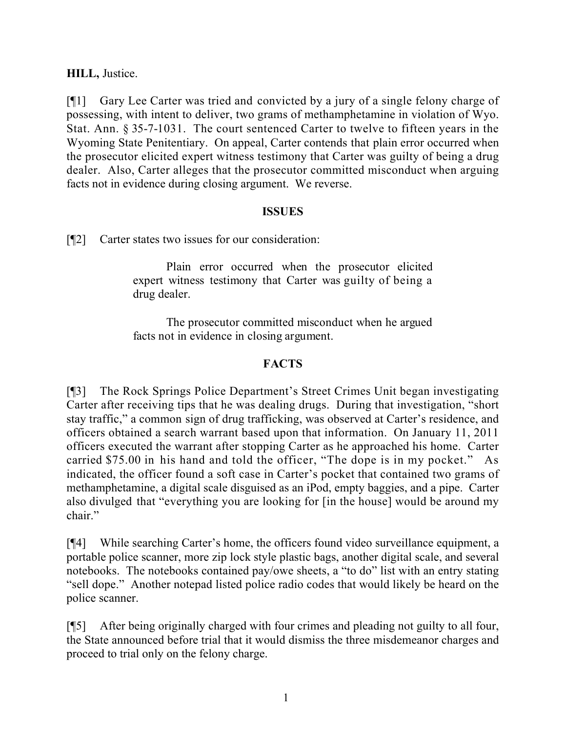**HILL,** Justice.

[¶1] Gary Lee Carter was tried and convicted by a jury of a single felony charge of possessing, with intent to deliver, two grams of methamphetamine in violation of Wyo. Stat. Ann. § 35-7-1031. The court sentenced Carter to twelve to fifteen years in the Wyoming State Penitentiary. On appeal, Carter contends that plain error occurred when the prosecutor elicited expert witness testimony that Carter was guilty of being a drug dealer. Also, Carter alleges that the prosecutor committed misconduct when arguing facts not in evidence during closing argument. We reverse.

## ISSUES

[¶2] Carter states two issues for our consideration:

> Plain error occurred when the prosecutor elicited expert witness testimony that Carter was guilty of being a drug dealer.
>
> The prosecutor committed misconduct when he argued facts not in evidence in closing argument.

## FACTS

[¶3] The Rock Springs Police Department's Street Crimes Unit began investigating Carter after receiving tips that he was dealing drugs. During that investigation, "short stay traffic," a common sign of drug trafficking, was observed at Carter's residence, and officers obtained a search warrant based upon that information. On January 11, 2011 officers executed the warrant after stopping Carter as he approached his home. Carter carried $75.00 in his hand and told the officer, "The dope is in my pocket." As indicated, the officer found a soft case in Carter's pocket that contained two grams of methamphetamine, a digital scale disguised as an iPod, empty baggies, and a pipe. Carter also divulged that "everything you are looking for [in the house] would be around my chair."

[¶4] While searching Carter's home, the officers found video surveillance equipment, a portable police scanner, more zip lock style plastic bags, another digital scale, and several notebooks. The notebooks contained pay/owe sheets, a "to do" list with an entry stating "sell dope." Another notepad listed police radio codes that would likely be heard on the police scanner.

[¶5] After being originally charged with four crimes and pleading not guilty to all four, the State announced before trial that it would dismiss the three misdemeanor charges and proceed to trial only on the felony charge.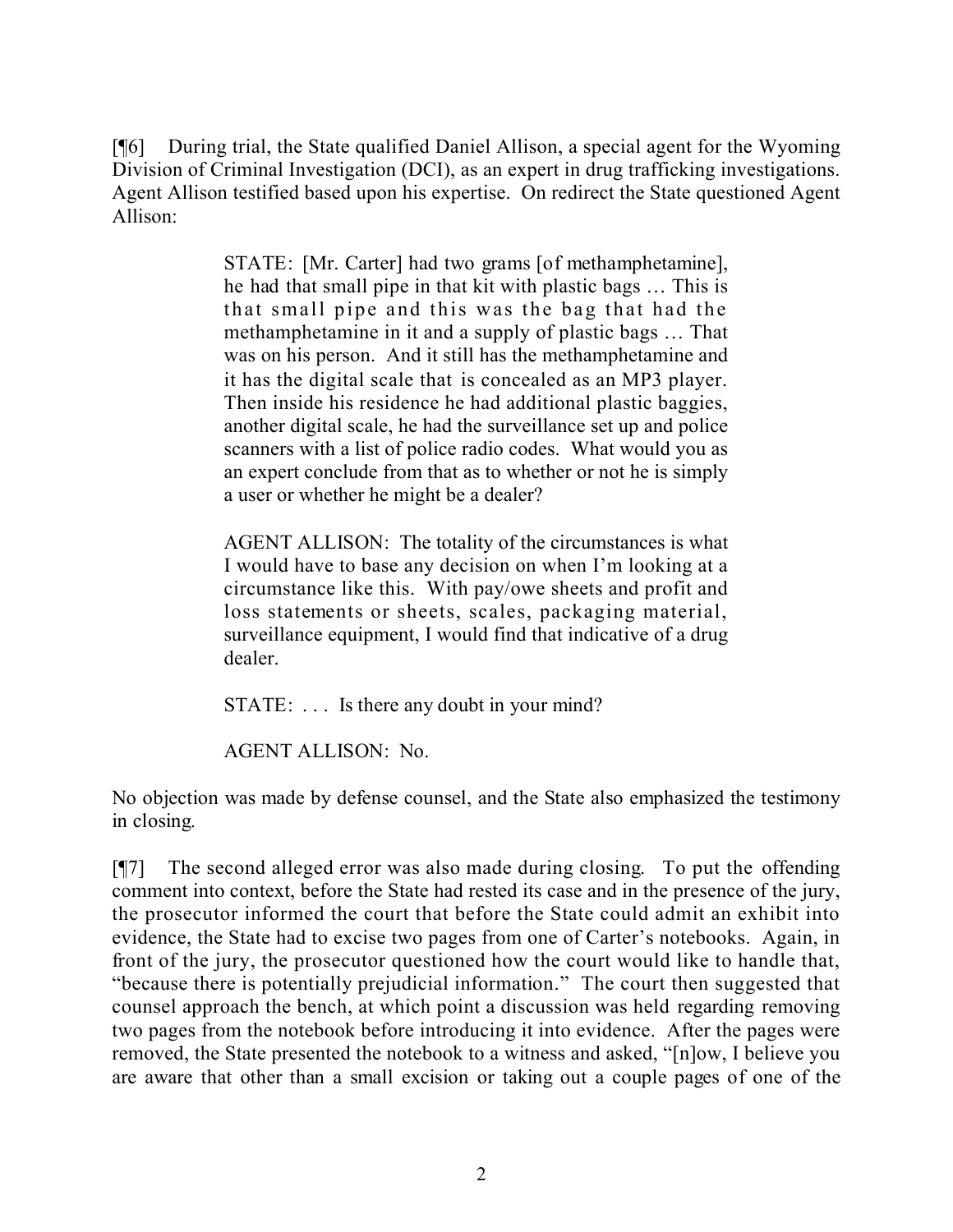[¶6] During trial, the State qualified Daniel Allison, a special agent for the Wyoming Division of Criminal Investigation (DCI), as an expert in drug trafficking investigations. Agent Allison testified based upon his expertise. On redirect the State questioned Agent Allison:

> STATE: [Mr. Carter] had two grams [of methamphetamine], he had that small pipe in that kit with plastic bags … This is that small pipe and this was the bag that had the methamphetamine in it and a supply of plastic bags … That was on his person. And it still has the methamphetamine and it has the digital scale that is concealed as an MP3 player. Then inside his residence he had additional plastic baggies, another digital scale, he had the surveillance set up and police scanners with a list of police radio codes. What would you as an expert conclude from that as to whether or not he is simply a user or whether he might be a dealer?
>
> AGENT ALLISON: The totality of the circumstances is what I would have to base any decision on when I'm looking at a circumstance like this. With pay/owe sheets and profit and loss statements or sheets, scales, packaging material, surveillance equipment, I would find that indicative of a drug dealer.
>
> STATE: . . . Is there any doubt in your mind?
>
> AGENT ALLISON: No.

No objection was made by defense counsel, and the State also emphasized the testimony in closing.

[¶7] The second alleged error was also made during closing. To put the offending comment into context, before the State had rested its case and in the presence of the jury, the prosecutor informed the court that before the State could admit an exhibit into evidence, the State had to excise two pages from one of Carter's notebooks. Again, in front of the jury, the prosecutor questioned how the court would like to handle that, "because there is potentially prejudicial information." The court then suggested that counsel approach the bench, at which point a discussion was held regarding removing two pages from the notebook before introducing it into evidence. After the pages were removed, the State presented the notebook to a witness and asked, "[n]ow, I believe you are aware that other than a small excision or taking out a couple pages of one of the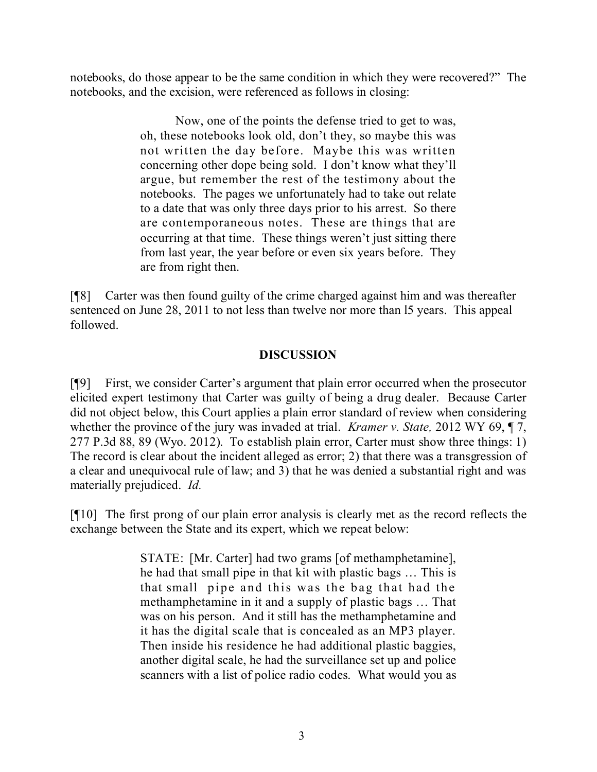notebooks, do those appear to be the same condition in which they were recovered?" The notebooks, and the excision, were referenced as follows in closing:

> Now, one of the points the defense tried to get to was, oh, these notebooks look old, don't they, so maybe this was not written the day before. Maybe this was written concerning other dope being sold. I don't know what they'll argue, but remember the rest of the testimony about the notebooks. The pages we unfortunately had to take out relate to a date that was only three days prior to his arrest. So there are contemporaneous notes. These are things that are occurring at that time. These things weren't just sitting there from last year, the year before or even six years before. They are from right then.

[¶8] Carter was then found guilty of the crime charged against him and was thereafter sentenced on June 28, 2011 to not less than twelve nor more than l5 years. This appeal followed.

## DISCUSSION

[¶9] First, we consider Carter's argument that plain error occurred when the prosecutor elicited expert testimony that Carter was guilty of being a drug dealer. Because Carter did not object below, this Court applies a plain error standard of review when considering whether the province of the jury was invaded at trial. *Kramer v. State,* 2012 WY 69, ¶ 7, 277 P.3d 88, 89 (Wyo. 2012). To establish plain error, Carter must show three things: 1) The record is clear about the incident alleged as error; 2) that there was a transgression of a clear and unequivocal rule of law; and 3) that he was denied a substantial right and was materially prejudiced. *Id.*

[¶10] The first prong of our plain error analysis is clearly met as the record reflects the exchange between the State and its expert, which we repeat below:

> STATE: [Mr. Carter] had two grams [of methamphetamine], he had that small pipe in that kit with plastic bags … This is that small pipe and this was the bag that had the methamphetamine in it and a supply of plastic bags … That was on his person. And it still has the methamphetamine and it has the digital scale that is concealed as an MP3 player. Then inside his residence he had additional plastic baggies, another digital scale, he had the surveillance set up and police scanners with a list of police radio codes. What would you as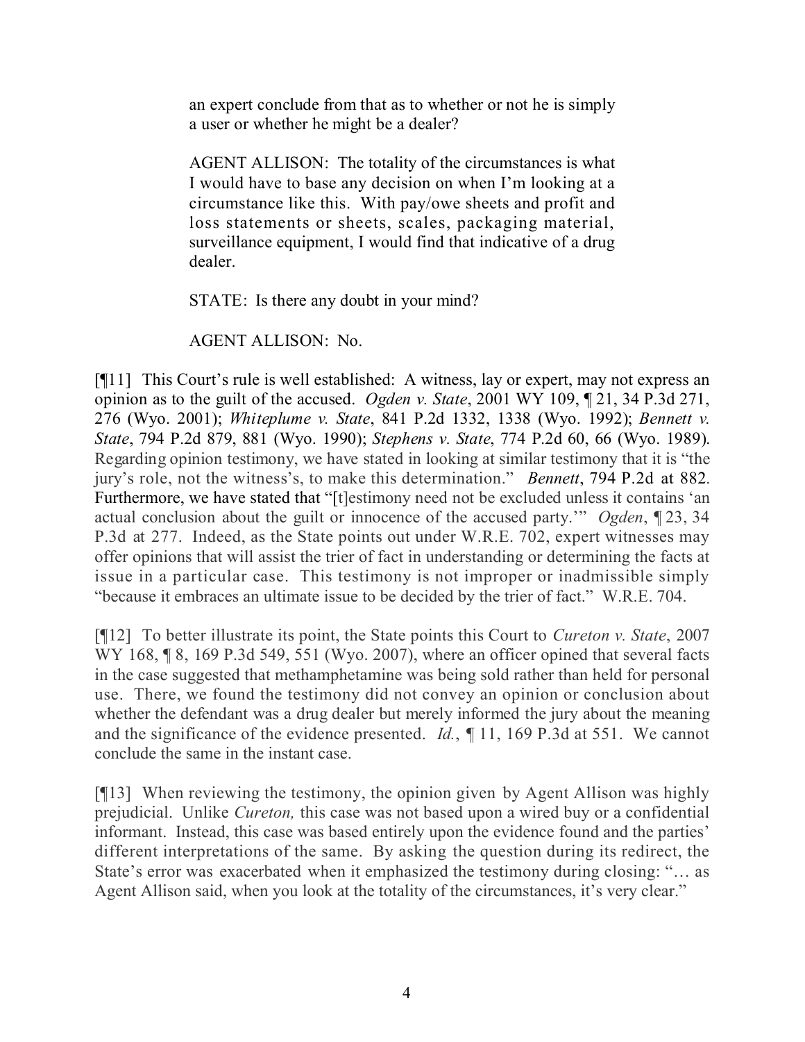> an expert conclude from that as to whether or not he is simply a user or whether he might be a dealer?
>
> AGENT ALLISON: The totality of the circumstances is what I would have to base any decision on when I'm looking at a circumstance like this. With pay/owe sheets and profit and loss statements or sheets, scales, packaging material, surveillance equipment, I would find that indicative of a drug dealer.
>
> STATE: Is there any doubt in your mind?
>
> AGENT ALLISON: No.

[¶11] This Court's rule is well established: A witness, lay or expert, may not express an opinion as to the guilt of the accused. *Ogden v. State*, 2001 WY 109, ¶ 21, 34 P.3d 271, 276 (Wyo. 2001); *Whiteplume v. State*, 841 P.2d 1332, 1338 (Wyo. 1992); *Bennett v. State*, 794 P.2d 879, 881 (Wyo. 1990); *Stephens v. State*, 774 P.2d 60, 66 (Wyo. 1989). Regarding opinion testimony, we have stated in looking at similar testimony that it is "the jury's role, not the witness's, to make this determination." *Bennett*, 794 P.2d at 882. Furthermore, we have stated that "[t]estimony need not be excluded unless it contains 'an actual conclusion about the guilt or innocence of the accused party.'" *Ogden*, ¶ 23, 34 P.3d at 277. Indeed, as the State points out under W.R.E. 702, expert witnesses may offer opinions that will assist the trier of fact in understanding or determining the facts at issue in a particular case. This testimony is not improper or inadmissible simply "because it embraces an ultimate issue to be decided by the trier of fact." W.R.E. 704.

[¶12] To better illustrate its point, the State points this Court to *Cureton v. State*, 2007 WY 168, ¶ 8, 169 P.3d 549, 551 (Wyo. 2007), where an officer opined that several facts in the case suggested that methamphetamine was being sold rather than held for personal use. There, we found the testimony did not convey an opinion or conclusion about whether the defendant was a drug dealer but merely informed the jury about the meaning and the significance of the evidence presented. *Id.*, ¶ 11, 169 P.3d at 551. We cannot conclude the same in the instant case.

[¶13] When reviewing the testimony, the opinion given by Agent Allison was highly prejudicial. Unlike *Cureton,* this case was not based upon a wired buy or a confidential informant. Instead, this case was based entirely upon the evidence found and the parties' different interpretations of the same. By asking the question during its redirect, the State's error was exacerbated when it emphasized the testimony during closing: "… as Agent Allison said, when you look at the totality of the circumstances, it's very clear."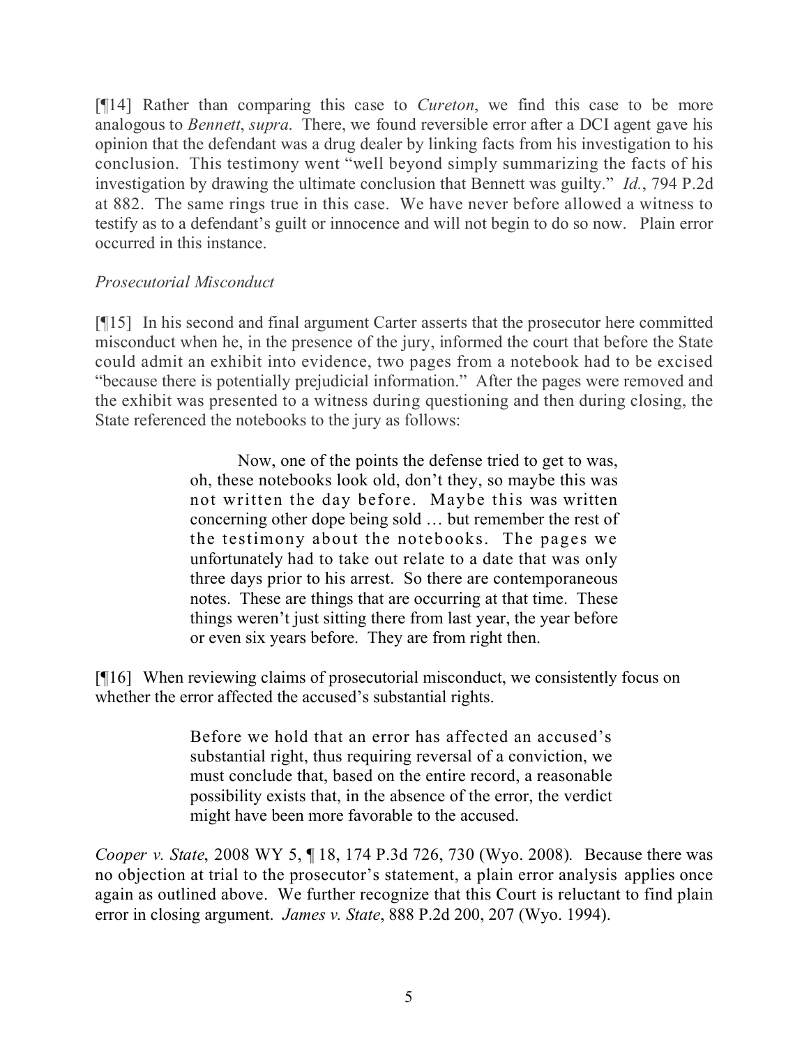[¶14] Rather than comparing this case to *Cureton*, we find this case to be more analogous to *Bennett*, *supra*. There, we found reversible error after a DCI agent gave his opinion that the defendant was a drug dealer by linking facts from his investigation to his conclusion. This testimony went "well beyond simply summarizing the facts of his investigation by drawing the ultimate conclusion that Bennett was guilty." *Id.*, 794 P.2d at 882. The same rings true in this case. We have never before allowed a witness to testify as to a defendant's guilt or innocence and will not begin to do so now. Plain error occurred in this instance.

*Prosecutorial Misconduct*

[¶15] In his second and final argument Carter asserts that the prosecutor here committed misconduct when he, in the presence of the jury, informed the court that before the State could admit an exhibit into evidence, two pages from a notebook had to be excised "because there is potentially prejudicial information." After the pages were removed and the exhibit was presented to a witness during questioning and then during closing, the State referenced the notebooks to the jury as follows:

> Now, one of the points the defense tried to get to was, oh, these notebooks look old, don't they, so maybe this was not written the day before. Maybe this was written concerning other dope being sold … but remember the rest of the testimony about the notebooks. The pages we unfortunately had to take out relate to a date that was only three days prior to his arrest. So there are contemporaneous notes. These are things that are occurring at that time. These things weren't just sitting there from last year, the year before or even six years before. They are from right then.

[¶16] When reviewing claims of prosecutorial misconduct, we consistently focus on whether the error affected the accused's substantial rights.

> Before we hold that an error has affected an accused's substantial right, thus requiring reversal of a conviction, we must conclude that, based on the entire record, a reasonable possibility exists that, in the absence of the error, the verdict might have been more favorable to the accused.

*Cooper v. State*, 2008 WY 5, ¶ 18, 174 P.3d 726, 730 (Wyo. 2008). Because there was no objection at trial to the prosecutor's statement, a plain error analysis applies once again as outlined above. We further recognize that this Court is reluctant to find plain error in closing argument. *James v. State*, 888 P.2d 200, 207 (Wyo. 1994).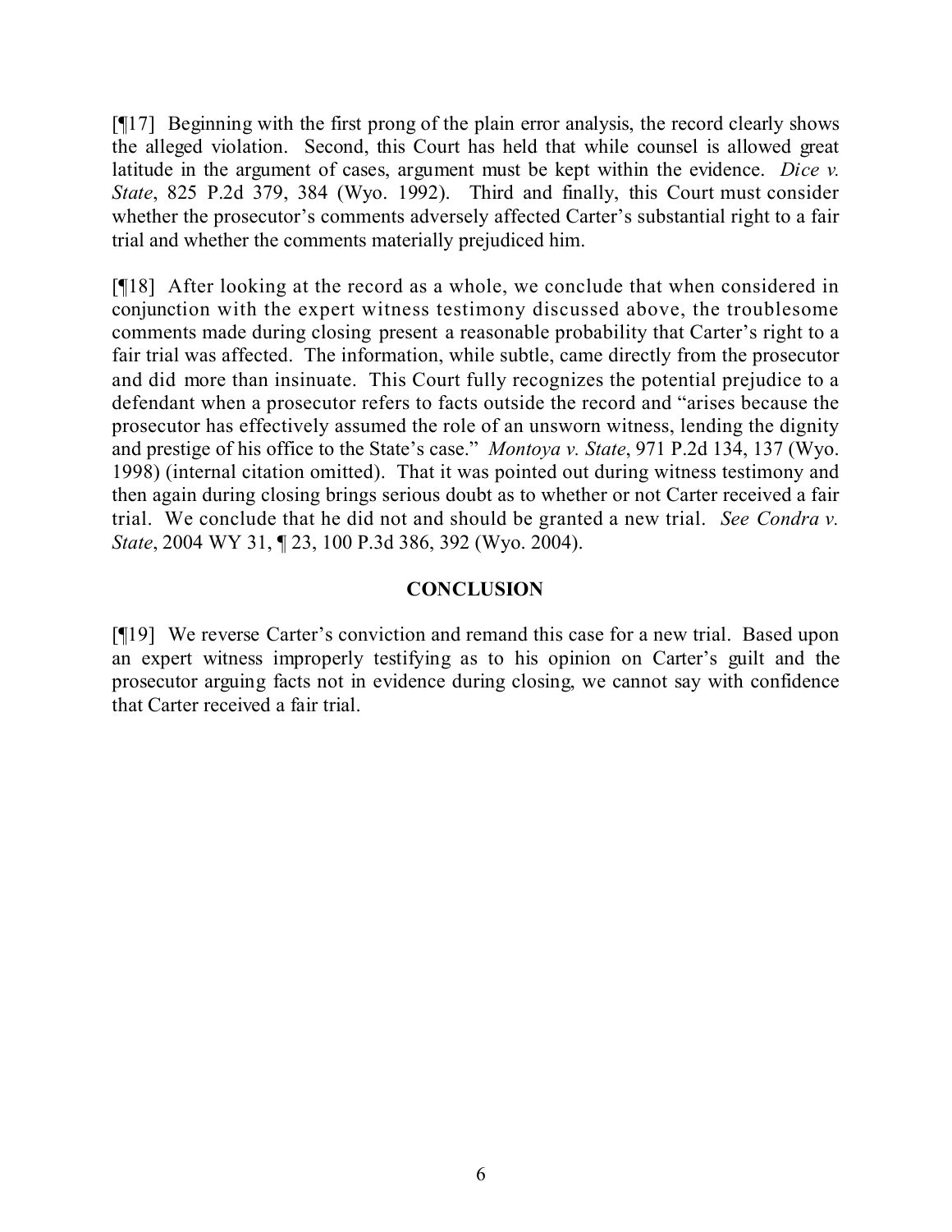[¶17] Beginning with the first prong of the plain error analysis, the record clearly shows the alleged violation. Second, this Court has held that while counsel is allowed great latitude in the argument of cases, argument must be kept within the evidence. *Dice v. State*, 825 P.2d 379, 384 (Wyo. 1992). Third and finally, this Court must consider whether the prosecutor's comments adversely affected Carter's substantial right to a fair trial and whether the comments materially prejudiced him.

[¶18] After looking at the record as a whole, we conclude that when considered in conjunction with the expert witness testimony discussed above, the troublesome comments made during closing present a reasonable probability that Carter's right to a fair trial was affected. The information, while subtle, came directly from the prosecutor and did more than insinuate. This Court fully recognizes the potential prejudice to a defendant when a prosecutor refers to facts outside the record and "arises because the prosecutor has effectively assumed the role of an unsworn witness, lending the dignity and prestige of his office to the State's case." *Montoya v. State*, 971 P.2d 134, 137 (Wyo. 1998) (internal citation omitted). That it was pointed out during witness testimony and then again during closing brings serious doubt as to whether or not Carter received a fair trial. We conclude that he did not and should be granted a new trial. *See Condra v. State*, 2004 WY 31, ¶ 23, 100 P.3d 386, 392 (Wyo. 2004).

## CONCLUSION

[¶19] We reverse Carter's conviction and remand this case for a new trial. Based upon an expert witness improperly testifying as to his opinion on Carter's guilt and the prosecutor arguing facts not in evidence during closing, we cannot say with confidence that Carter received a fair trial.